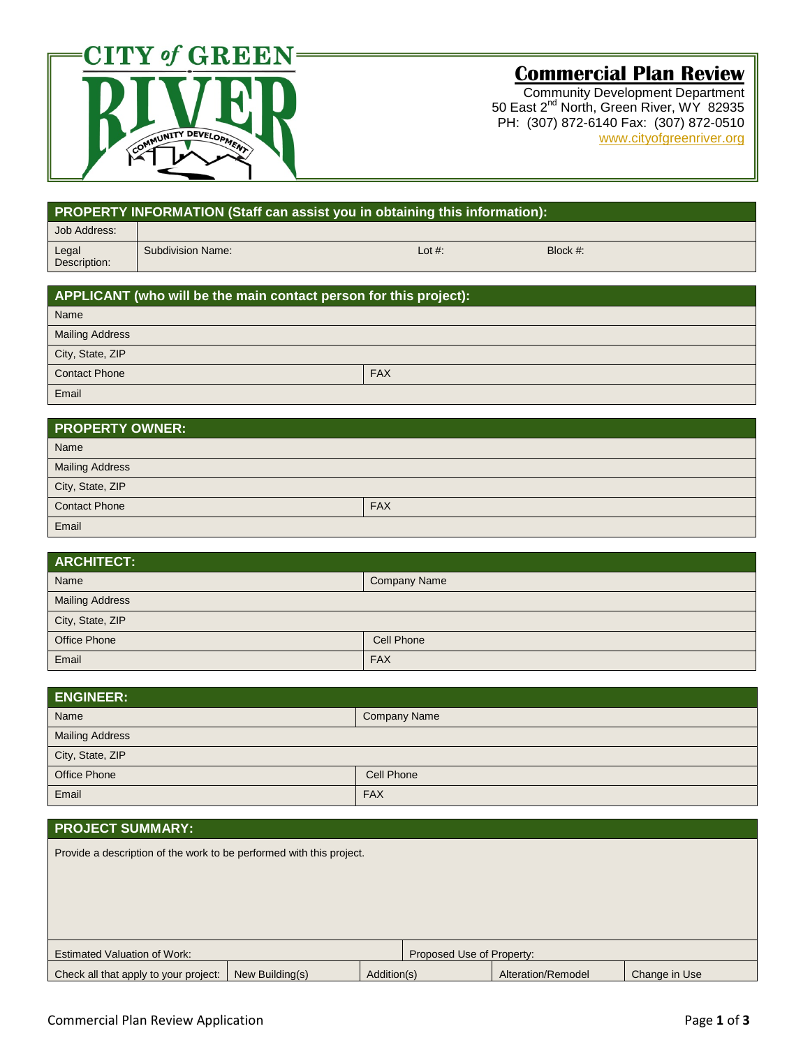CITY of GREEN RIVER

COMMUNITY DEVELOPMENT

# Commercial Plan Review

Community Development Department
50 East 2nd North, Green River, WY 82935
PH: (307) 872-6140 Fax: (307) 872-0510
www.cityofgreenriver.org

## PROPERTY INFORMATION (Staff can assist you in obtaining this information):

| Job Address: | | | |
|---|---|---|---|
| Legal Description: | Subdivision Name: | Lot #: | Block #: |

## APPLICANT (who will be the main contact person for this project):

| Name | |
|---|---|
| Mailing Address | |
| City, State, ZIP | |
| Contact Phone | FAX |
| Email | |

## PROPERTY OWNER:

| Name | |
|---|---|
| Mailing Address | |
| City, State, ZIP | |
| Contact Phone | FAX |
| Email | |

## ARCHITECT:

| Name | Company Name |
|---|---|
| Mailing Address | |
| City, State, ZIP | |
| Office Phone | Cell Phone |
| Email | FAX |

## ENGINEER:

| Name | Company Name |
|---|---|
| Mailing Address | |
| City, State, ZIP | |
| Office Phone | Cell Phone |
| Email | FAX |

## PROJECT SUMMARY:

Provide a description of the work to be performed with this project.

| Estimated Valuation of Work: | | Proposed Use of Property: | | |
|---|---|---|---|---|
| Check all that apply to your project: | New Building(s) | Addition(s) | Alteration/Remodel | Change in Use |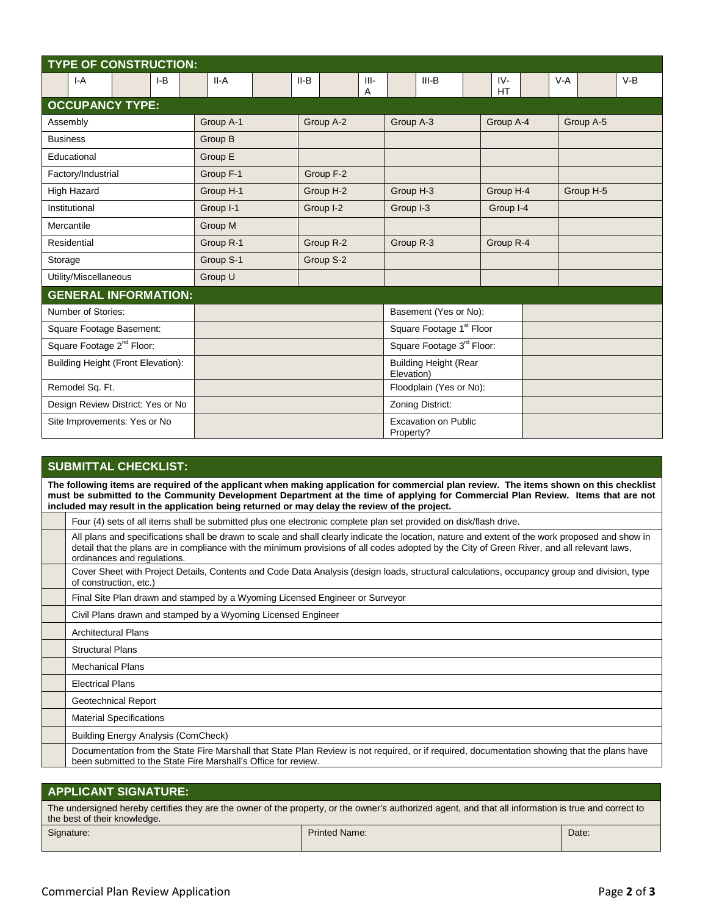## TYPE OF CONSTRUCTION:

| | I-A | | I-B | | II-A | | II-B | | III-A | | III-B | | IV-HT | | V-A | | V-B |
|---|---|---|---|---|---|---|---|---|---|---|---|---|---|---|---|---|---|

## OCCUPANCY TYPE:

| | | | | | |
|---|---|---|---|---|---|
| Assembly | Group A-1 | Group A-2 | Group A-3 | Group A-4 | Group A-5 |
| Business | Group B | | | | |
| Educational | Group E | | | | |
| Factory/Industrial | Group F-1 | Group F-2 | | | |
| High Hazard | Group H-1 | Group H-2 | Group H-3 | Group H-4 | Group H-5 |
| Institutional | Group I-1 | Group I-2 | Group I-3 | Group I-4 | |
| Mercantile | Group M | | | | |
| Residential | Group R-1 | Group R-2 | Group R-3 | Group R-4 | |
| Storage | Group S-1 | Group S-2 | | | |
| Utility/Miscellaneous | Group U | | | | |

## GENERAL INFORMATION:

| | | | |
|---|---|---|---|
| Number of Stories: | | Basement (Yes or No): | |
| Square Footage Basement: | | Square Footage 1st Floor | |
| Square Footage 2nd Floor: | | Square Footage 3rd Floor: | |
| Building Height (Front Elevation): | | Building Height (Rear Elevation) | |
| Remodel Sq. Ft. | | Floodplain (Yes or No): | |
| Design Review District: Yes or No | | Zoning District: | |
| Site Improvements: Yes or No | | Excavation on Public Property? | |

## SUBMITTAL CHECKLIST:

**The following items are required of the applicant when making application for commercial plan review. The items shown on this checklist must be submitted to the Community Development Department at the time of applying for Commercial Plan Review. Items that are not included may result in the application being returned or may delay the review of the project.**

| | |
|---|---|
| | Four (4) sets of all items shall be submitted plus one electronic complete plan set provided on disk/flash drive. |
| | All plans and specifications shall be drawn to scale and shall clearly indicate the location, nature and extent of the work proposed and show in detail that the plans are in compliance with the minimum provisions of all codes adopted by the City of Green River, and all relevant laws, ordinances and regulations. |
| | Cover Sheet with Project Details, Contents and Code Data Analysis (design loads, structural calculations, occupancy group and division, type of construction, etc.) |
| | Final Site Plan drawn and stamped by a Wyoming Licensed Engineer or Surveyor |
| | Civil Plans drawn and stamped by a Wyoming Licensed Engineer |
| | Architectural Plans |
| | Structural Plans |
| | Mechanical Plans |
| | Electrical Plans |
| | Geotechnical Report |
| | Material Specifications |
| | Building Energy Analysis (ComCheck) |
| | Documentation from the State Fire Marshall that State Plan Review is not required, or if required, documentation showing that the plans have been submitted to the State Fire Marshall's Office for review. |

## APPLICANT SIGNATURE:

The undersigned hereby certifies they are the owner of the property, or the owner's authorized agent, and that all information is true and correct to the best of their knowledge.

| Signature: | Printed Name: | Date: |
|---|---|---|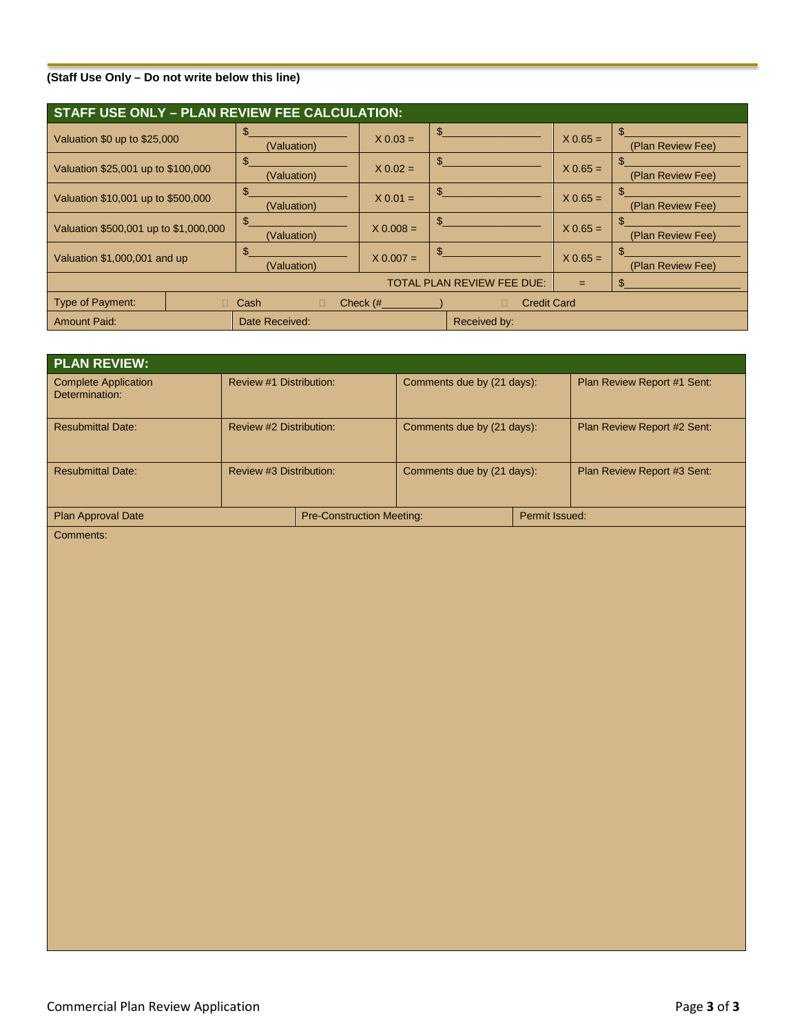**(Staff Use Only – Do not write below this line)**

| STAFF USE ONLY – PLAN REVIEW FEE CALCULATION: | | | | | |
|---|---|---|---|---|---|
| Valuation $0 up to $25,000 | $\_\_\_\_\_\_\_\_\_\_ (Valuation) | X 0.03 = | $\_\_\_\_\_\_\_\_\_\_ | X 0.65 = | $\_\_\_\_\_\_\_\_\_\_ (Plan Review Fee) |
| Valuation $25,001 up to $100,000 | $\_\_\_\_\_\_\_\_\_\_ (Valuation) | X 0.02 = | $\_\_\_\_\_\_\_\_\_\_ | X 0.65 = | $\_\_\_\_\_\_\_\_\_\_ (Plan Review Fee) |
| Valuation $10,001 up to $500,000 | $\_\_\_\_\_\_\_\_\_\_ (Valuation) | X 0.01 = | $\_\_\_\_\_\_\_\_\_\_ | X 0.65 = | $\_\_\_\_\_\_\_\_\_\_ (Plan Review Fee) |
| Valuation $500,001 up to $1,000,000 | $\_\_\_\_\_\_\_\_\_\_ (Valuation) | X 0.008 = | $\_\_\_\_\_\_\_\_\_\_ | X 0.65 = | $\_\_\_\_\_\_\_\_\_\_ (Plan Review Fee) |
| Valuation $1,000,001 and up | $\_\_\_\_\_\_\_\_\_\_ (Valuation) | X 0.007 = | $\_\_\_\_\_\_\_\_\_\_ | X 0.65 = | $\_\_\_\_\_\_\_\_\_\_ (Plan Review Fee) |
| | | | TOTAL PLAN REVIEW FEE DUE: | = | $\_\_\_\_\_\_\_\_\_\_ |
| Type of Payment: | ☐ Cash | ☐ Check (#\_\_\_\_\_\_\_\_\_\_) | ☐ Credit Card | | |
| Amount Paid: | Date Received: | | Received by: | | |

| PLAN REVIEW: | | | |
|---|---|---|---|
| Complete Application Determination: | Review #1 Distribution: | Comments due by (21 days): | Plan Review Report #1 Sent: |
| Resubmittal Date: | Review #2 Distribution: | Comments due by (21 days): | Plan Review Report #2 Sent: |
| Resubmittal Date: | Review #3 Distribution: | Comments due by (21 days): | Plan Review Report #3 Sent: |
| Plan Approval Date | Pre-Construction Meeting: | Permit Issued: | |
| Comments: | | | |